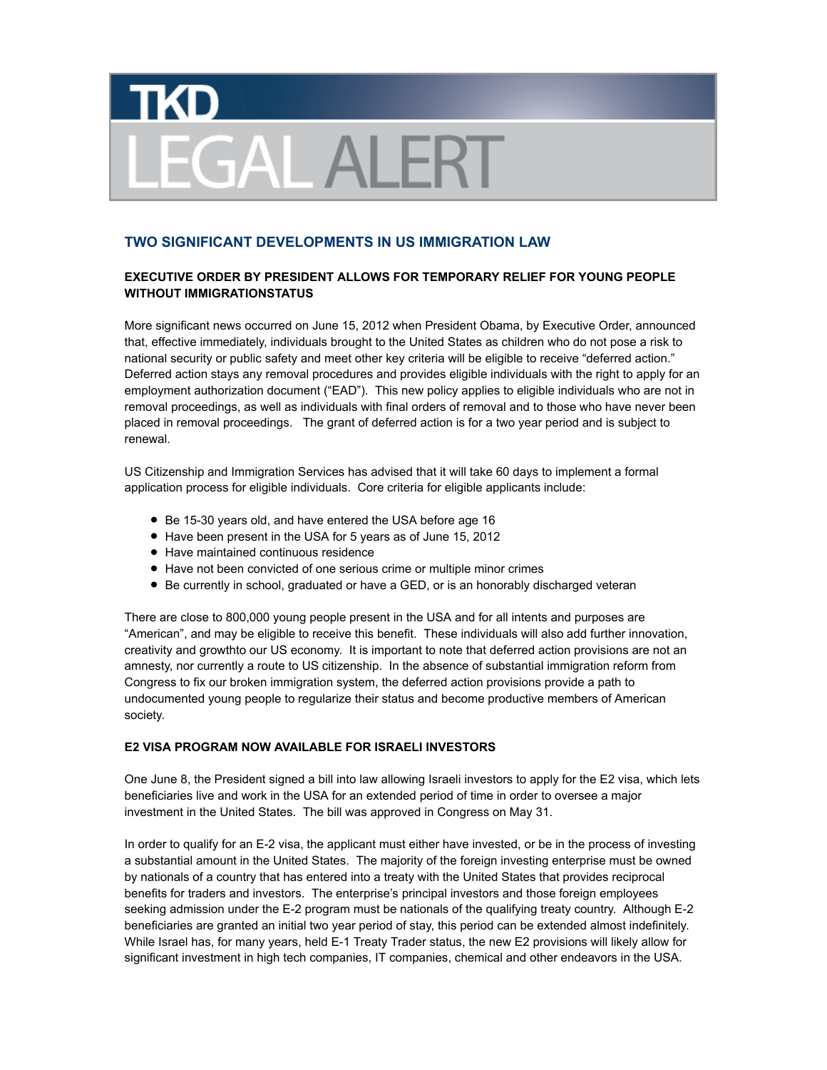# TKD LEGAL ALERT

## TWO SIGNIFICANT DEVELOPMENTS IN US IMMIGRATION LAW

### EXECUTIVE ORDER BY PRESIDENT ALLOWS FOR TEMPORARY RELIEF FOR YOUNG PEOPLE WITHOUT IMMIGRATIONSTATUS

More significant news occurred on June 15, 2012 when President Obama, by Executive Order, announced that, effective immediately, individuals brought to the United States as children who do not pose a risk to national security or public safety and meet other key criteria will be eligible to receive "deferred action." Deferred action stays any removal procedures and provides eligible individuals with the right to apply for an employment authorization document ("EAD"). This new policy applies to eligible individuals who are not in removal proceedings, as well as individuals with final orders of removal and to those who have never been placed in removal proceedings. The grant of deferred action is for a two year period and is subject to renewal.

US Citizenship and Immigration Services has advised that it will take 60 days to implement a formal application process for eligible individuals. Core criteria for eligible applicants include:

- Be 15-30 years old, and have entered the USA before age 16
- Have been present in the USA for 5 years as of June 15, 2012
- Have maintained continuous residence
- Have not been convicted of one serious crime or multiple minor crimes
- Be currently in school, graduated or have a GED, or is an honorably discharged veteran

There are close to 800,000 young people present in the USA and for all intents and purposes are "American", and may be eligible to receive this benefit. These individuals will also add further innovation, creativity and growthto our US economy. It is important to note that deferred action provisions are not an amnesty, nor currently a route to US citizenship. In the absence of substantial immigration reform from Congress to fix our broken immigration system, the deferred action provisions provide a path to undocumented young people to regularize their status and become productive members of American society.

### E2 VISA PROGRAM NOW AVAILABLE FOR ISRAELI INVESTORS

One June 8, the President signed a bill into law allowing Israeli investors to apply for the E2 visa, which lets beneficiaries live and work in the USA for an extended period of time in order to oversee a major investment in the United States. The bill was approved in Congress on May 31.

In order to qualify for an E-2 visa, the applicant must either have invested, or be in the process of investing a substantial amount in the United States. The majority of the foreign investing enterprise must be owned by nationals of a country that has entered into a treaty with the United States that provides reciprocal benefits for traders and investors. The enterprise's principal investors and those foreign employees seeking admission under the E-2 program must be nationals of the qualifying treaty country. Although E-2 beneficiaries are granted an initial two year period of stay, this period can be extended almost indefinitely. While Israel has, for many years, held E-1 Treaty Trader status, the new E2 provisions will likely allow for significant investment in high tech companies, IT companies, chemical and other endeavors in the USA.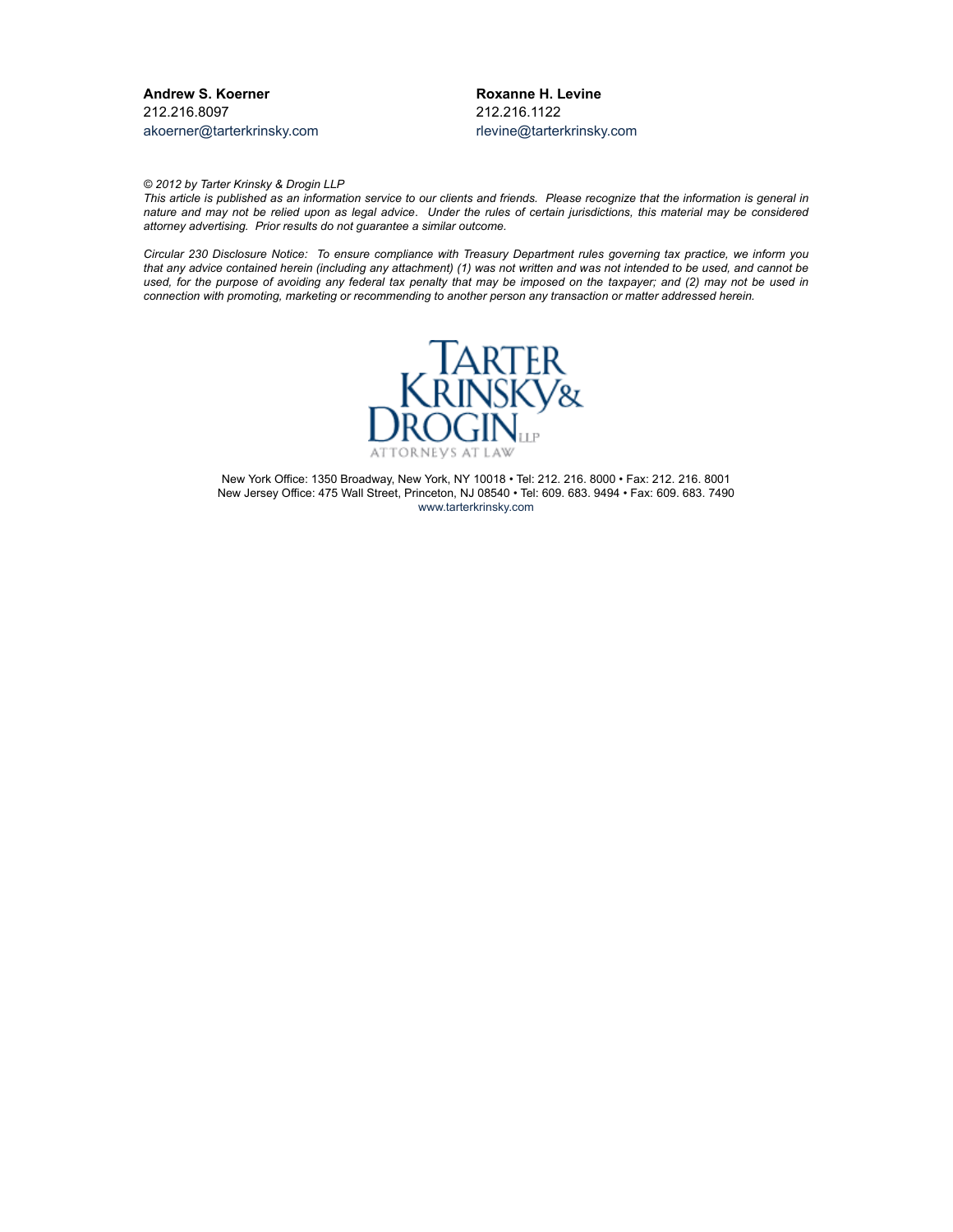**Andrew S. Koerner**
212.216.8097
akoerner@tarterkrinsky.com

**Roxanne H. Levine**
212.216.1122
rlevine@tarterkrinsky.com

*© 2012 by Tarter Krinsky & Drogin LLP*
*This article is published as an information service to our clients and friends. Please recognize that the information is general in nature and may not be relied upon as legal advice. Under the rules of certain jurisdictions, this material may be considered attorney advertising. Prior results do not guarantee a similar outcome.*

*Circular 230 Disclosure Notice: To ensure compliance with Treasury Department rules governing tax practice, we inform you that any advice contained herein (including any attachment) (1) was not written and was not intended to be used, and cannot be used, for the purpose of avoiding any federal tax penalty that may be imposed on the taxpayer; and (2) may not be used in connection with promoting, marketing or recommending to another person any transaction or matter addressed herein.*

TARTER KRINSKY & DROGIN LLP
ATTORNEYS AT LAW

New York Office: 1350 Broadway, New York, NY 10018 • Tel: 212. 216. 8000 • Fax: 212. 216. 8001
New Jersey Office: 475 Wall Street, Princeton, NJ 08540 • Tel: 609. 683. 9494 • Fax: 609. 683. 7490
www.tarterkrinsky.com